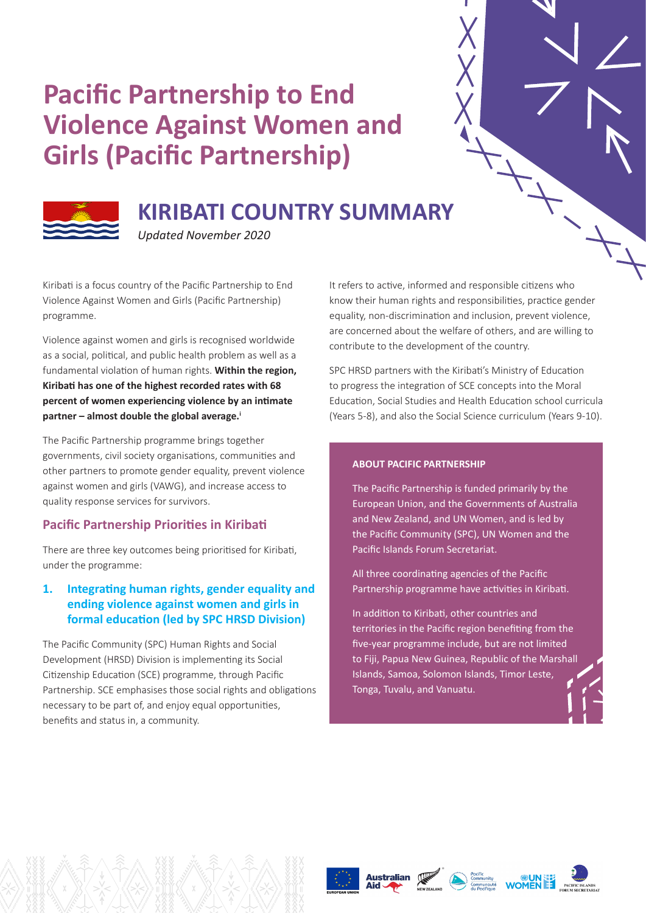# Pacific Partnership to End Violence Against Women and Girls (Pacific Partnership)

## KIRIBATI COUNTRY SUMMARY

*Updated November 2020*

Kiribati is a focus country of the Pacific Partnership to End Violence Against Women and Girls (Pacific Partnership) programme.

Violence against women and girls is recognised worldwide as a social, political, and public health problem as well as a fundamental violation of human rights. **Within the region, Kiribati has one of the highest recorded rates with 68 percent of women experiencing violence by an intimate partner – almost double the global average.**[i]

The Pacific Partnership programme brings together governments, civil society organisations, communities and other partners to promote gender equality, prevent violence against women and girls (VAWG), and increase access to quality response services for survivors.

### Pacific Partnership Priorities in Kiribati

There are three key outcomes being prioritised for Kiribati, under the programme:

#### 1. Integrating human rights, gender equality and ending violence against women and girls in formal education (led by SPC HRSD Division)

The Pacific Community (SPC) Human Rights and Social Development (HRSD) Division is implementing its Social Citizenship Education (SCE) programme, through Pacific Partnership. SCE emphasises those social rights and obligations necessary to be part of, and enjoy equal opportunities, benefits and status in, a community.

It refers to active, informed and responsible citizens who know their human rights and responsibilities, practice gender equality, non-discrimination and inclusion, prevent violence, are concerned about the welfare of others, and are willing to contribute to the development of the country.

SPC HRSD partners with the Kiribati's Ministry of Education to progress the integration of SCE concepts into the Moral Education, Social Studies and Health Education school curricula (Years 5-8), and also the Social Science curriculum (Years 9-10).

**ABOUT PACIFIC PARTNERSHIP**

The Pacific Partnership is funded primarily by the European Union, and the Governments of Australia and New Zealand, and UN Women, and is led by the Pacific Community (SPC), UN Women and the Pacific Islands Forum Secretariat.

All three coordinating agencies of the Pacific Partnership programme have activities in Kiribati.

In addition to Kiribati, other countries and territories in the Pacific region benefiting from the five-year programme include, but are not limited to Fiji, Papua New Guinea, Republic of the Marshall Islands, Samoa, Solomon Islands, Timor Leste, Tonga, Tuvalu, and Vanuatu.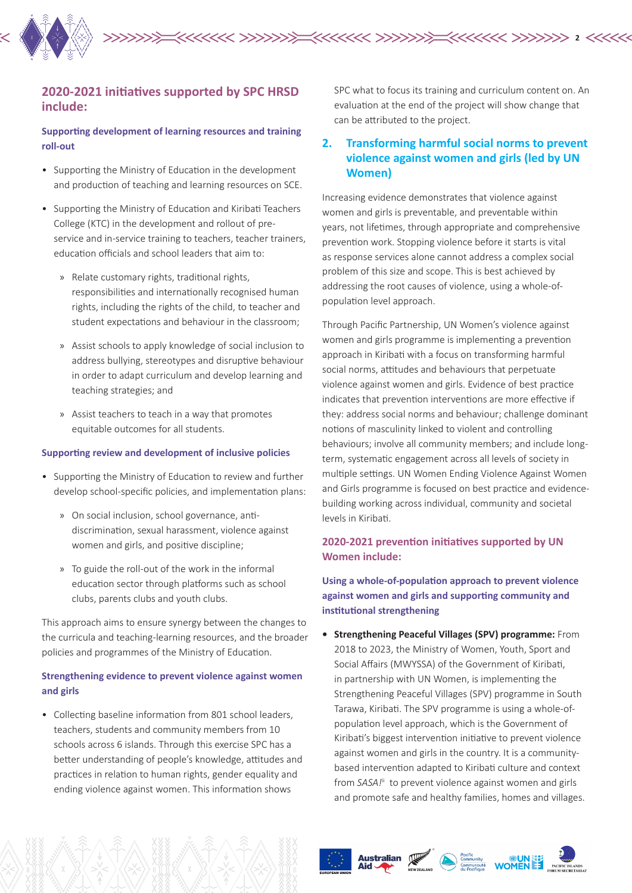## 2020-2021 initiatives supported by SPC HRSD include:

### Supporting development of learning resources and training roll-out

- Supporting the Ministry of Education in the development and production of teaching and learning resources on SCE.
- Supporting the Ministry of Education and Kiribati Teachers College (KTC) in the development and rollout of pre-service and in-service training to teachers, teacher trainers, education officials and school leaders that aim to:
  - Relate customary rights, traditional rights, responsibilities and internationally recognised human rights, including the rights of the child, to teacher and student expectations and behaviour in the classroom;
  - Assist schools to apply knowledge of social inclusion to address bullying, stereotypes and disruptive behaviour in order to adapt curriculum and develop learning and teaching strategies; and
  - Assist teachers to teach in a way that promotes equitable outcomes for all students.

### Supporting review and development of inclusive policies

- Supporting the Ministry of Education to review and further develop school-specific policies, and implementation plans:
  - On social inclusion, school governance, anti-discrimination, sexual harassment, violence against women and girls, and positive discipline;
  - To guide the roll-out of the work in the informal education sector through platforms such as school clubs, parents clubs and youth clubs.

This approach aims to ensure synergy between the changes to the curricula and teaching-learning resources, and the broader policies and programmes of the Ministry of Education.

### Strengthening evidence to prevent violence against women and girls

- Collecting baseline information from 801 school leaders, teachers, students and community members from 10 schools across 6 islands. Through this exercise SPC has a better understanding of people's knowledge, attitudes and practices in relation to human rights, gender equality and ending violence against women. This information shows SPC what to focus its training and curriculum content on. An evaluation at the end of the project will show change that can be attributed to the project.

## 2. Transforming harmful social norms to prevent violence against women and girls (led by UN Women)

Increasing evidence demonstrates that violence against women and girls is preventable, and preventable within years, not lifetimes, through appropriate and comprehensive prevention work. Stopping violence before it starts is vital as response services alone cannot address a complex social problem of this size and scope. This is best achieved by addressing the root causes of violence, using a whole-of-population level approach.

Through Pacific Partnership, UN Women's violence against women and girls programme is implementing a prevention approach in Kiribati with a focus on transforming harmful social norms, attitudes and behaviours that perpetuate violence against women and girls. Evidence of best practice indicates that prevention interventions are more effective if they: address social norms and behaviour; challenge dominant notions of masculinity linked to violent and controlling behaviours; involve all community members; and include long-term, systematic engagement across all levels of society in multiple settings. UN Women Ending Violence Against Women and Girls programme is focused on best practice and evidence-building working across individual, community and societal levels in Kiribati.

### 2020-2021 prevention initiatives supported by UN Women include:

#### Using a whole-of-population approach to prevent violence against women and girls and supporting community and institutional strengthening

- **Strengthening Peaceful Villages (SPV) programme:** From 2018 to 2023, the Ministry of Women, Youth, Sport and Social Affairs (MWYSSA) of the Government of Kiribati, in partnership with UN Women, is implementing the Strengthening Peaceful Villages (SPV) programme in South Tarawa, Kiribati. The SPV programme is using a whole-of-population level approach, which is the Government of Kiribati's biggest intervention initiative to prevent violence against women and girls in the country. It is a community-based intervention adapted to Kiribati culture and context from *SASA!*[ii] to prevent violence against women and girls and promote safe and healthy families, homes and villages.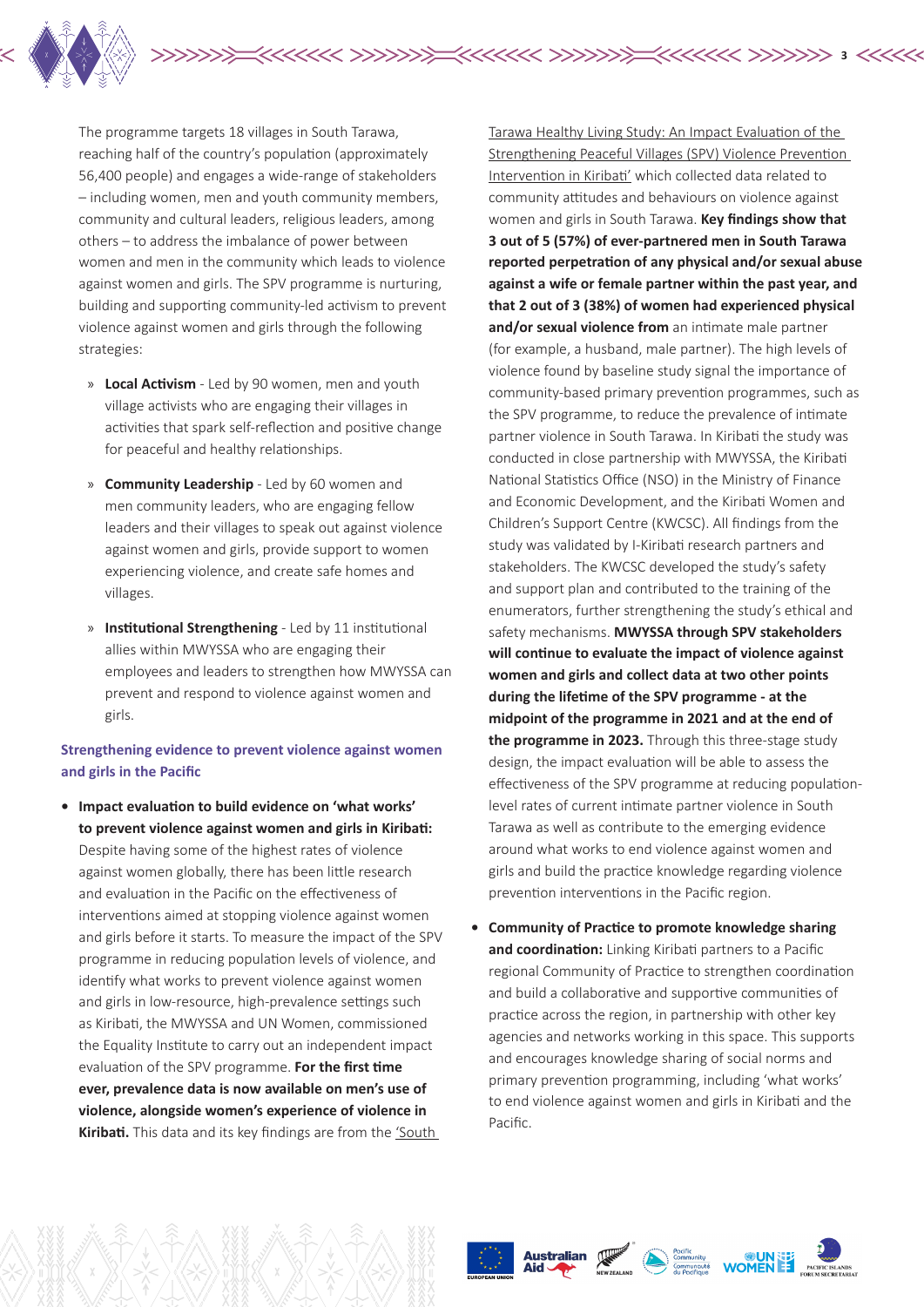The programme targets 18 villages in South Tarawa, reaching half of the country's population (approximately 56,400 people) and engages a wide-range of stakeholders – including women, men and youth community members, community and cultural leaders, religious leaders, among others – to address the imbalance of power between women and men in the community which leads to violence against women and girls. The SPV programme is nurturing, building and supporting community-led activism to prevent violence against women and girls through the following strategies:

- **Local Activism** - Led by 90 women, men and youth village activists who are engaging their villages in activities that spark self-reflection and positive change for peaceful and healthy relationships.
- **Community Leadership** - Led by 60 women and men community leaders, who are engaging fellow leaders and their villages to speak out against violence against women and girls, provide support to women experiencing violence, and create safe homes and villages.
- **Institutional Strengthening** - Led by 11 institutional allies within MWYSSA who are engaging their employees and leaders to strengthen how MWYSSA can prevent and respond to violence against women and girls.

### Strengthening evidence to prevent violence against women and girls in the Pacific

- **Impact evaluation to build evidence on 'what works' to prevent violence against women and girls in Kiribati:** Despite having some of the highest rates of violence against women globally, there has been little research and evaluation in the Pacific on the effectiveness of interventions aimed at stopping violence against women and girls before it starts. To measure the impact of the SPV programme in reducing population levels of violence, and identify what works to prevent violence against women and girls in low-resource, high-prevalence settings such as Kiribati, the MWYSSA and UN Women, commissioned the Equality Institute to carry out an independent impact evaluation of the SPV programme. **For the first time ever, prevalence data is now available on men's use of violence, alongside women's experience of violence in Kiribati.** This data and its key findings are from the 'South Tarawa Healthy Living Study: An Impact Evaluation of the Strengthening Peaceful Villages (SPV) Violence Prevention Intervention in Kiribati' which collected data related to community attitudes and behaviours on violence against women and girls in South Tarawa. **Key findings show that 3 out of 5 (57%) of ever-partnered men in South Tarawa reported perpetration of any physical and/or sexual abuse against a wife or female partner within the past year, and that 2 out of 3 (38%) of women had experienced physical and/or sexual violence from** an intimate male partner (for example, a husband, male partner). The high levels of violence found by baseline study signal the importance of community-based primary prevention programmes, such as the SPV programme, to reduce the prevalence of intimate partner violence in South Tarawa. In Kiribati the study was conducted in close partnership with MWYSSA, the Kiribati National Statistics Office (NSO) in the Ministry of Finance and Economic Development, and the Kiribati Women and Children's Support Centre (KWCSC). All findings from the study was validated by I-Kiribati research partners and stakeholders. The KWCSC developed the study's safety and support plan and contributed to the training of the enumerators, further strengthening the study's ethical and safety mechanisms. **MWYSSA through SPV stakeholders will continue to evaluate the impact of violence against women and girls and collect data at two other points during the lifetime of the SPV programme - at the midpoint of the programme in 2021 and at the end of the programme in 2023.** Through this three-stage study design, the impact evaluation will be able to assess the effectiveness of the SPV programme at reducing population-level rates of current intimate partner violence in South Tarawa as well as contribute to the emerging evidence around what works to end violence against women and girls and build the practice knowledge regarding violence prevention interventions in the Pacific region.
- **Community of Practice to promote knowledge sharing and coordination:** Linking Kiribati partners to a Pacific regional Community of Practice to strengthen coordination and build a collaborative and supportive communities of practice across the region, in partnership with other key agencies and networks working in this space. This supports and encourages knowledge sharing of social norms and primary prevention programming, including 'what works' to end violence against women and girls in Kiribati and the Pacific.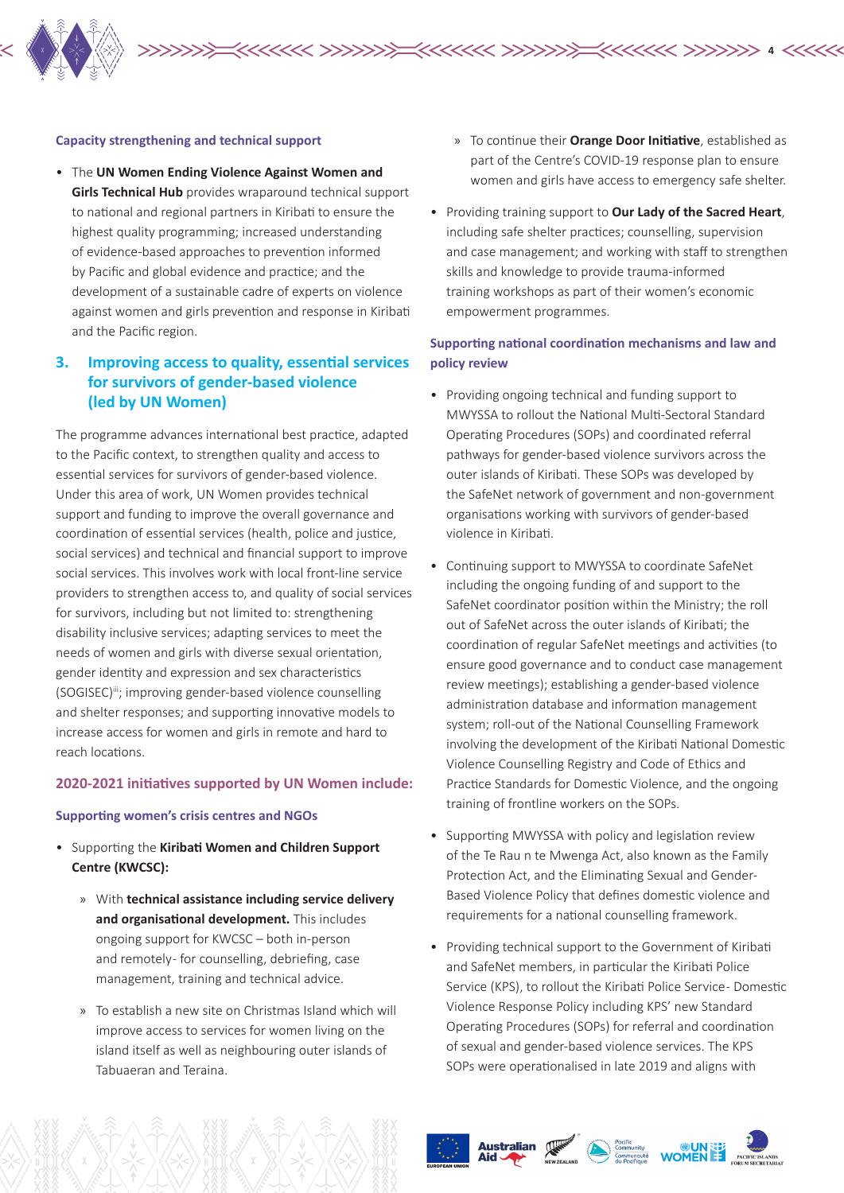#### Capacity strengthening and technical support

- The **UN Women Ending Violence Against Women and Girls Technical Hub** provides wraparound technical support to national and regional partners in Kiribati to ensure the highest quality programming; increased understanding of evidence-based approaches to prevention informed by Pacific and global evidence and practice; and the development of a sustainable cadre of experts on violence against women and girls prevention and response in Kiribati and the Pacific region.

### 3. Improving access to quality, essential services for survivors of gender-based violence (led by UN Women)

The programme advances international best practice, adapted to the Pacific context, to strengthen quality and access to essential services for survivors of gender-based violence. Under this area of work, UN Women provides technical support and funding to improve the overall governance and coordination of essential services (health, police and justice, social services) and technical and financial support to improve social services. This involves work with local front-line service providers to strengthen access to, and quality of social services for survivors, including but not limited to: strengthening disability inclusive services; adapting services to meet the needs of women and girls with diverse sexual orientation, gender identity and expression and sex characteristics (SOGISEC)[iii]; improving gender-based violence counselling and shelter responses; and supporting innovative models to increase access for women and girls in remote and hard to reach locations.

#### 2020-2021 initiatives supported by UN Women include:

#### Supporting women's crisis centres and NGOs

- Supporting the **Kiribati Women and Children Support Centre (KWCSC):**
  - » With **technical assistance including service delivery and organisational development.** This includes ongoing support for KWCSC – both in-person and remotely- for counselling, debriefing, case management, training and technical advice.
  - » To establish a new site on Christmas Island which will improve access to services for women living on the island itself as well as neighbouring outer islands of Tabuaeran and Teraina.
  - » To continue their **Orange Door Initiative**, established as part of the Centre's COVID-19 response plan to ensure women and girls have access to emergency safe shelter.
- Providing training support to **Our Lady of the Sacred Heart**, including safe shelter practices; counselling, supervision and case management; and working with staff to strengthen skills and knowledge to provide trauma-informed training workshops as part of their women's economic empowerment programmes.

#### Supporting national coordination mechanisms and law and policy review

- Providing ongoing technical and funding support to MWYSSA to rollout the National Multi-Sectoral Standard Operating Procedures (SOPs) and coordinated referral pathways for gender-based violence survivors across the outer islands of Kiribati. These SOPs was developed by the SafeNet network of government and non-government organisations working with survivors of gender-based violence in Kiribati.
- Continuing support to MWYSSA to coordinate SafeNet including the ongoing funding of and support to the SafeNet coordinator position within the Ministry; the roll out of SafeNet across the outer islands of Kiribati; the coordination of regular SafeNet meetings and activities (to ensure good governance and to conduct case management review meetings); establishing a gender-based violence administration database and information management system; roll-out of the National Counselling Framework involving the development of the Kiribati National Domestic Violence Counselling Registry and Code of Ethics and Practice Standards for Domestic Violence, and the ongoing training of frontline workers on the SOPs.
- Supporting MWYSSA with policy and legislation review of the Te Rau n te Mwenga Act, also known as the Family Protection Act, and the Eliminating Sexual and Gender-Based Violence Policy that defines domestic violence and requirements for a national counselling framework.
- Providing technical support to the Government of Kiribati and SafeNet members, in particular the Kiribati Police Service (KPS), to rollout the Kiribati Police Service- Domestic Violence Response Policy including KPS' new Standard Operating Procedures (SOPs) for referral and coordination of sexual and gender-based violence services. The KPS SOPs were operationalised in late 2019 and aligns with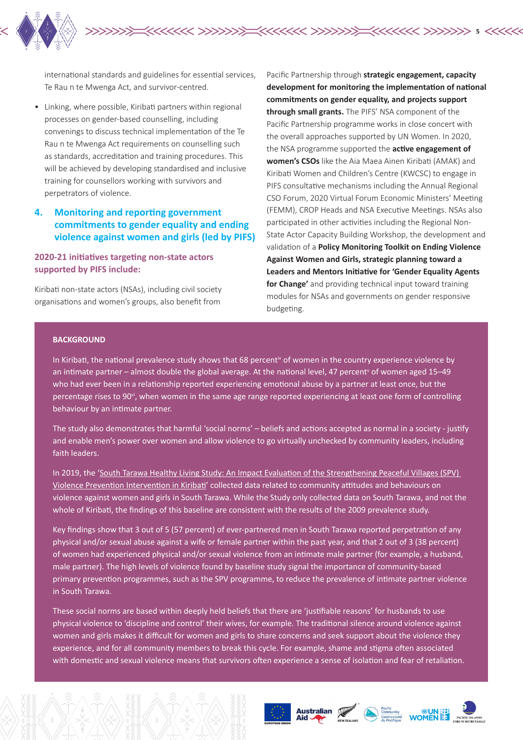international standards and guidelines for essential services, Te Rau n te Mwenga Act, and survivor-centred.

- Linking, where possible, Kiribati partners within regional processes on gender-based counselling, including convenings to discuss technical implementation of the Te Rau n te Mwenga Act requirements on counselling such as standards, accreditation and training procedures. This will be achieved by developing standardised and inclusive training for counsellors working with survivors and perpetrators of violence.

## 4. Monitoring and reporting government commitments to gender equality and ending violence against women and girls (led by PIFS)

### 2020-21 initiatives targeting non-state actors supported by PIFS include:

Kiribati non-state actors (NSAs), including civil society organisations and women's groups, also benefit from Pacific Partnership through **strategic engagement, capacity development for monitoring the implementation of national commitments on gender equality, and projects support through small grants.** The PIFS' NSA component of the Pacific Partnership programme works in close concert with the overall approaches supported by UN Women. In 2020, the NSA programme supported the **active engagement of women's CSOs** like the Aia Maea Ainen Kiribati (AMAK) and Kiribati Women and Children's Centre (KWCSC) to engage in PIFS consultative mechanisms including the Annual Regional CSO Forum, 2020 Virtual Forum Economic Ministers' Meeting (FEMM), CROP Heads and NSA Executive Meetings. NSAs also participated in other activities including the Regional Non-State Actor Capacity Building Workshop, the development and validation of a **Policy Monitoring Toolkit on Ending Violence Against Women and Girls, strategic planning toward a Leaders and Mentors Initiative for 'Gender Equality Agents for Change'** and providing technical input toward training modules for NSAs and governments on gender responsive budgeting.

**BACKGROUND**

In Kiribati, the national prevalence study shows that 68 percent[iv] of women in the country experience violence by an intimate partner – almost double the global average. At the national level, 47 percent[v] of women aged 15–49 who had ever been in a relationship reported experiencing emotional abuse by a partner at least once, but the percentage rises to 90[vi], when women in the same age range reported experiencing at least one form of controlling behaviour by an intimate partner.

The study also demonstrates that harmful 'social norms' – beliefs and actions accepted as normal in a society - justify and enable men's power over women and allow violence to go virtually unchecked by community leaders, including faith leaders.

In 2019, the 'South Tarawa Healthy Living Study: An Impact Evaluation of the Strengthening Peaceful Villages (SPV) Violence Prevention Intervention in Kiribati' collected data related to community attitudes and behaviours on violence against women and girls in South Tarawa. While the Study only collected data on South Tarawa, and not the whole of Kiribati, the findings of this baseline are consistent with the results of the 2009 prevalence study.

Key findings show that 3 out of 5 (57 percent) of ever-partnered men in South Tarawa reported perpetration of any physical and/or sexual abuse against a wife or female partner within the past year, and that 2 out of 3 (38 percent) of women had experienced physical and/or sexual violence from an intimate male partner (for example, a husband, male partner). The high levels of violence found by baseline study signal the importance of community-based primary prevention programmes, such as the SPV programme, to reduce the prevalence of intimate partner violence in South Tarawa.

These social norms are based within deeply held beliefs that there are 'justifiable reasons' for husbands to use physical violence to 'discipline and control' their wives, for example. The traditional silence around violence against women and girls makes it difficult for women and girls to share concerns and seek support about the violence they experience, and for all community members to break this cycle. For example, shame and stigma often associated with domestic and sexual violence means that survivors often experience a sense of isolation and fear of retaliation.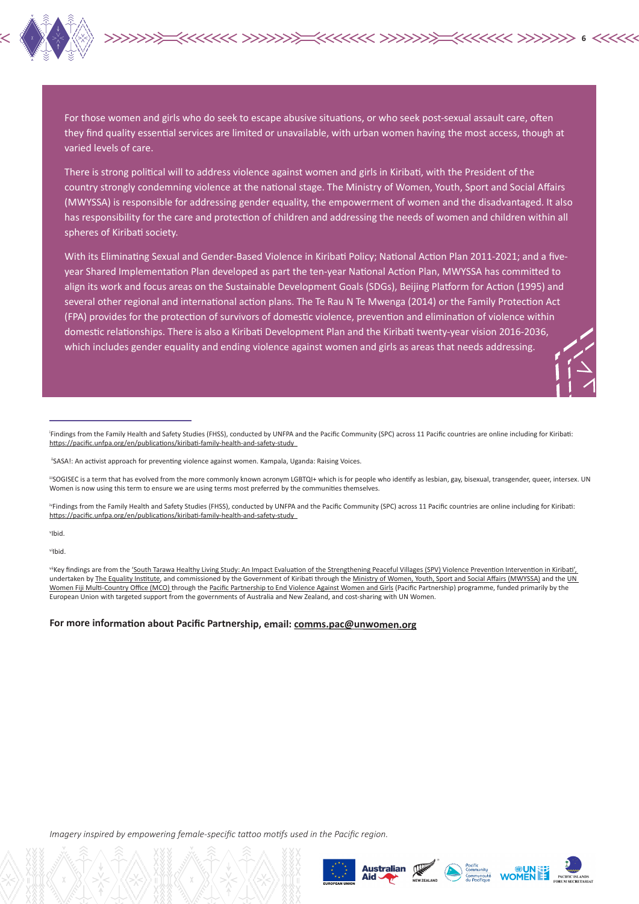For those women and girls who do seek to escape abusive situations, or who seek post-sexual assault care, often they find quality essential services are limited or unavailable, with urban women having the most access, though at varied levels of care.

There is strong political will to address violence against women and girls in Kiribati, with the President of the country strongly condemning violence at the national stage. The Ministry of Women, Youth, Sport and Social Affairs (MWYSSA) is responsible for addressing gender equality, the empowerment of women and the disadvantaged. It also has responsibility for the care and protection of children and addressing the needs of women and children within all spheres of Kiribati society.

With its Eliminating Sexual and Gender-Based Violence in Kiribati Policy; National Action Plan 2011-2021; and a five-year Shared Implementation Plan developed as part the ten-year National Action Plan, MWYSSA has committed to align its work and focus areas on the Sustainable Development Goals (SDGs), Beijing Platform for Action (1995) and several other regional and international action plans. The Te Rau N Te Mwenga (2014) or the Family Protection Act (FPA) provides for the protection of survivors of domestic violence, prevention and elimination of violence within domestic relationships. There is also a Kiribati Development Plan and the Kiribati twenty-year vision 2016-2036, which includes gender equality and ending violence against women and girls as areas that needs addressing.

---

[i] Findings from the Family Health and Safety Studies (FHSS), conducted by UNFPA and the Pacific Community (SPC) across 11 Pacific countries are online including for Kiribati: https://pacific.unfpa.org/en/publications/kiribati-family-health-and-safety-study

[ii] SASA!: An activist approach for preventing violence against women. Kampala, Uganda: Raising Voices.

[iii] SOGISEC is a term that has evolved from the more commonly known acronym LGBTQI+ which is for people who identify as lesbian, gay, bisexual, transgender, queer, intersex. UN Women is now using this term to ensure we are using terms most preferred by the communities themselves.

[iv] Findings from the Family Health and Safety Studies (FHSS), conducted by UNFPA and the Pacific Community (SPC) across 11 Pacific countries are online including for Kiribati: https://pacific.unfpa.org/en/publications/kiribati-family-health-and-safety-study

[v] Ibid.

[vi] Ibid.

[vii] Key findings are from the 'South Tarawa Healthy Living Study: An Impact Evaluation of the Strengthening Peaceful Villages (SPV) Violence Prevention Intervention in Kiribati', undertaken by The Equality Institute, and commissioned by the Government of Kiribati through the Ministry of Women, Youth, Sport and Social Affairs (MWYSSA) and the UN Women Fiji Multi-Country Office (MCO) through the Pacific Partnership to End Violence Against Women and Girls (Pacific Partnership) programme, funded primarily by the European Union with targeted support from the governments of Australia and New Zealand, and cost-sharing with UN Women.

**For more information about Pacific Partnership, email: comms.pac@unwomen.org**

*Imagery inspired by empowering female-specific tattoo motifs used in the Pacific region.*